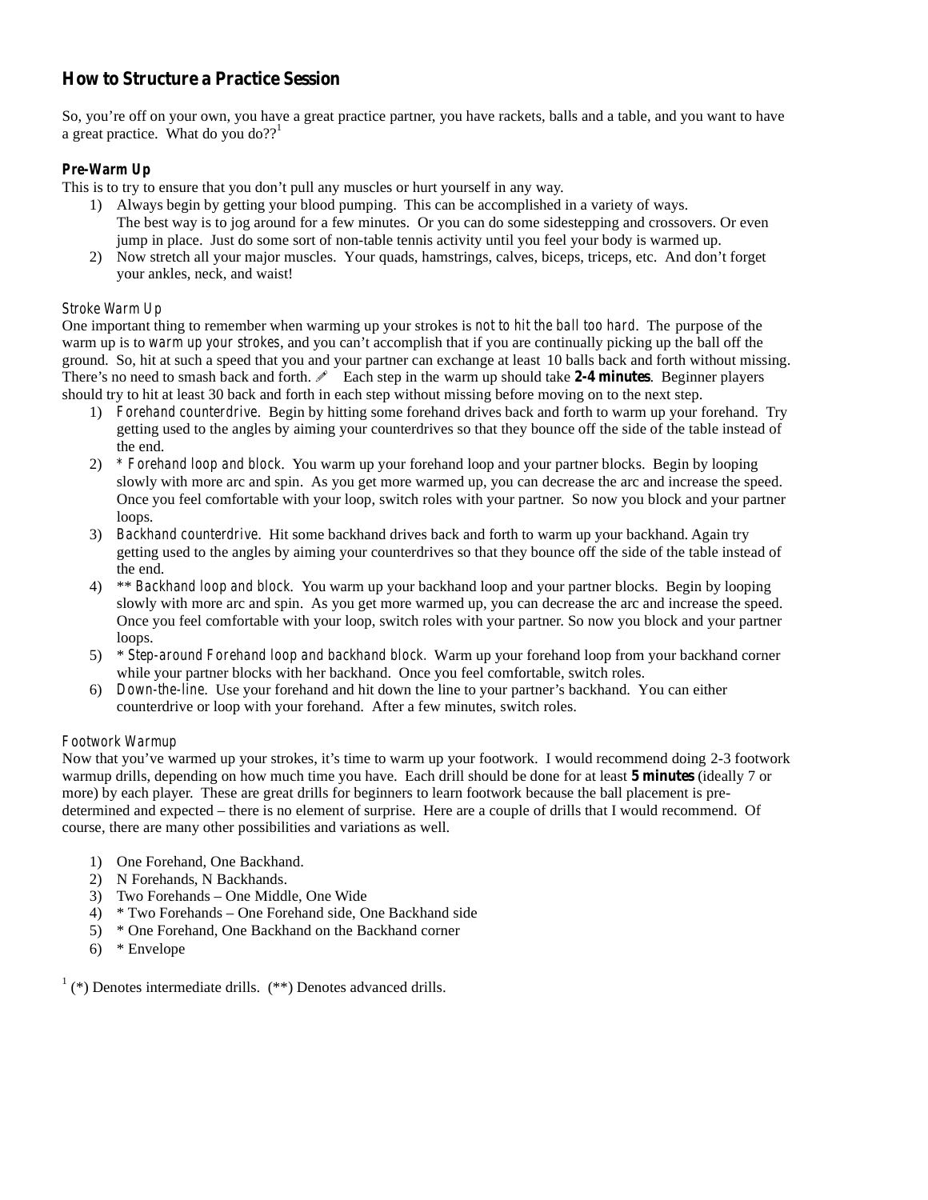## How to Structure a Practice Session

So, you're off on your own, you have a great practice partner, you have rackets, balls and a table, and you want to have a great practice. What do you do??[1]

### Pre-Warm Up

This is to try to ensure that you don't pull any muscles or hurt yourself in any way.

1) Always begin by getting your blood pumping. This can be accomplished in a variety of ways. The best way is to jog around for a few minutes. Or you can do some sidestepping and crossovers. Or even jump in place. Just do some sort of non-table tennis activity until you feel your body is warmed up.
2) Now stretch all your major muscles. Your quads, hamstrings, calves, biceps, triceps, etc. And don't forget your ankles, neck, and waist!

### Stroke Warm Up

One important thing to remember when warming up your strokes is *not to hit the ball too hard*. The purpose of the warm up is to *warm up your strokes*, and you can't accomplish that if you are continually picking up the ball off the ground. So, hit at such a speed that you and your partner can exchange at least 10 balls back and forth without missing. There's no need to smash back and forth. ✐ Each step in the warm up should take **2-4 minutes**. Beginner players should try to hit at least 30 back and forth in each step without missing before moving on to the next step.

1) *Forehand counterdrive*. Begin by hitting some forehand drives back and forth to warm up your forehand. Try getting used to the angles by aiming your counterdrives so that they bounce off the side of the table instead of the end.
2) *\* Forehand loop and block*. You warm up your forehand loop and your partner blocks. Begin by looping slowly with more arc and spin. As you get more warmed up, you can decrease the arc and increase the speed. Once you feel comfortable with your loop, switch roles with your partner. So now you block and your partner loops.
3) *Backhand counterdrive*. Hit some backhand drives back and forth to warm up your backhand. Again try getting used to the angles by aiming your counterdrives so that they bounce off the side of the table instead of the end.
4) *\*\* Backhand loop and block*. You warm up your backhand loop and your partner blocks. Begin by looping slowly with more arc and spin. As you get more warmed up, you can decrease the arc and increase the speed. Once you feel comfortable with your loop, switch roles with your partner. So now you block and your partner loops.
5) *\* Step-around Forehand loop and backhand block*. Warm up your forehand loop from your backhand corner while your partner blocks with her backhand. Once you feel comfortable, switch roles.
6) *Down-the-line*. Use your forehand and hit down the line to your partner's backhand. You can either counterdrive or loop with your forehand. After a few minutes, switch roles.

### Footwork Warmup

Now that you've warmed up your strokes, it's time to warm up your footwork. I would recommend doing 2-3 footwork warmup drills, depending on how much time you have. Each drill should be done for at least **5 minutes** (ideally 7 or more) by each player. These are great drills for beginners to learn footwork because the ball placement is pre-determined and expected – there is no element of surprise. Here are a couple of drills that I would recommend. Of course, there are many other possibilities and variations as well.

1) One Forehand, One Backhand.
2) N Forehands, N Backhands.
3) Two Forehands – One Middle, One Wide
4) \* Two Forehands – One Forehand side, One Backhand side
5) \* One Forehand, One Backhand on the Backhand corner
6) \* Envelope

[1] (\*) Denotes intermediate drills. (\*\*) Denotes advanced drills.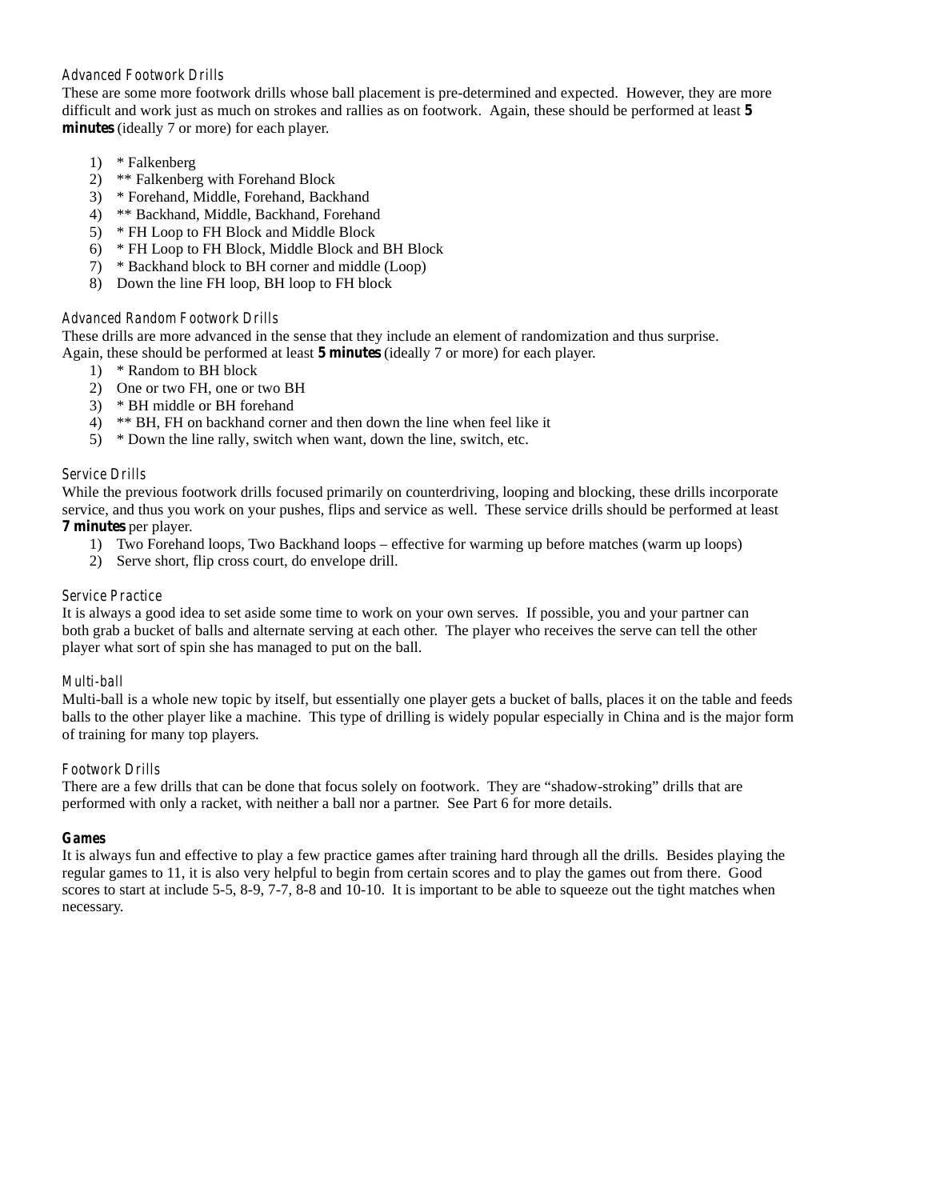### Advanced Footwork Drills

These are some more footwork drills whose ball placement is pre-determined and expected. However, they are more difficult and work just as much on strokes and rallies as on footwork. Again, these should be performed at least **5 minutes** (ideally 7 or more) for each player.

1) * Falkenberg
2) ** Falkenberg with Forehand Block
3) * Forehand, Middle, Forehand, Backhand
4) ** Backhand, Middle, Backhand, Forehand
5) * FH Loop to FH Block and Middle Block
6) * FH Loop to FH Block, Middle Block and BH Block
7) * Backhand block to BH corner and middle (Loop)
8) Down the line FH loop, BH loop to FH block

### Advanced Random Footwork Drills

These drills are more advanced in the sense that they include an element of randomization and thus surprise. Again, these should be performed at least **5 minutes** (ideally 7 or more) for each player.

1) * Random to BH block
2) One or two FH, one or two BH
3) * BH middle or BH forehand
4) ** BH, FH on backhand corner and then down the line when feel like it
5) * Down the line rally, switch when want, down the line, switch, etc.

### Service Drills

While the previous footwork drills focused primarily on counterdriving, looping and blocking, these drills incorporate service, and thus you work on your pushes, flips and service as well. These service drills should be performed at least **7 minutes** per player.

1) Two Forehand loops, Two Backhand loops – effective for warming up before matches (warm up loops)
2) Serve short, flip cross court, do envelope drill.

### Service Practice

It is always a good idea to set aside some time to work on your own serves. If possible, you and your partner can both grab a bucket of balls and alternate serving at each other. The player who receives the serve can tell the other player what sort of spin she has managed to put on the ball.

### Multi-ball

Multi-ball is a whole new topic by itself, but essentially one player gets a bucket of balls, places it on the table and feeds balls to the other player like a machine. This type of drilling is widely popular especially in China and is the major form of training for many top players.

### Footwork Drills

There are a few drills that can be done that focus solely on footwork. They are "shadow-stroking" drills that are performed with only a racket, with neither a ball nor a partner. See Part 6 for more details.

### Games

It is always fun and effective to play a few practice games after training hard through all the drills. Besides playing the regular games to 11, it is also very helpful to begin from certain scores and to play the games out from there. Good scores to start at include 5-5, 8-9, 7-7, 8-8 and 10-10. It is important to be able to squeeze out the tight matches when necessary.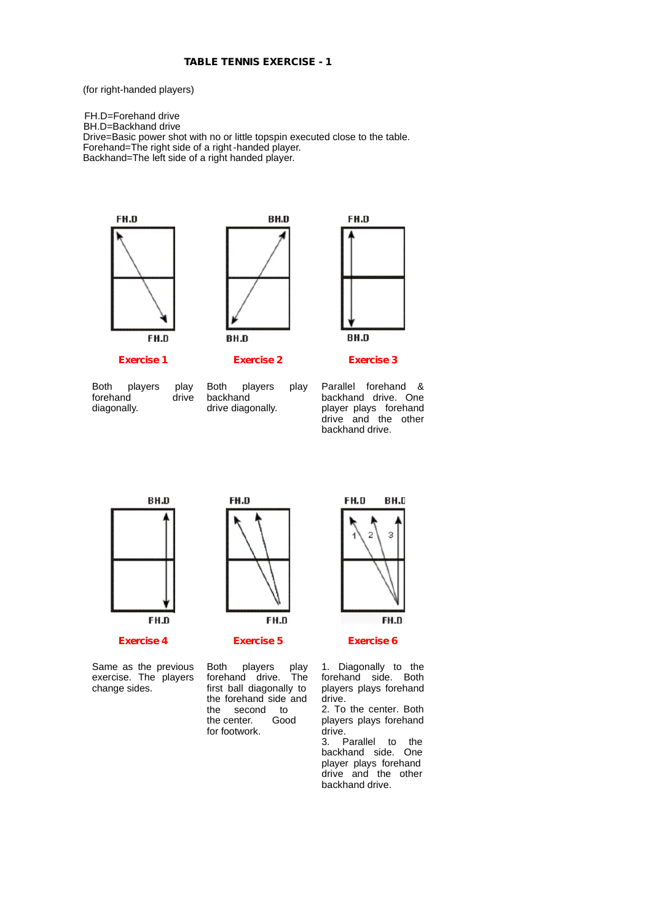## TABLE TENNIS EXERCISE - 1

(for right-handed players)

FH.D=Forehand drive
BH.D=Backhand drive
Drive=Basic power shot with no or little topspin executed close to the table.
Forehand=The right side of a right-handed player.
Backhand=The left side of a right handed player.

FH.D

FH.D

**Exercise 1**

Both players play forehand drive diagonally.

BH.D

BH.D

**Exercise 2**

Both players play backhand drive diagonally.

FH.D

BH.D

**Exercise 3**

Parallel forehand & backhand drive. One player plays forehand drive and the other backhand drive.

BH.D

FH.D

**Exercise 4**

Same as the previous exercise. The players change sides.

FH.D

FH.D

**Exercise 5**

Both players play forehand drive. The first ball diagonally to the forehand side and the second to the center. Good for footwork.

FH.D BH.D

1 2 3

FH.D

**Exercise 6**

1. Diagonally to the forehand side. Both players plays forehand drive.
2. To the center. Both players plays forehand drive.
3. Parallel to the backhand side. One player plays forehand drive and the other backhand drive.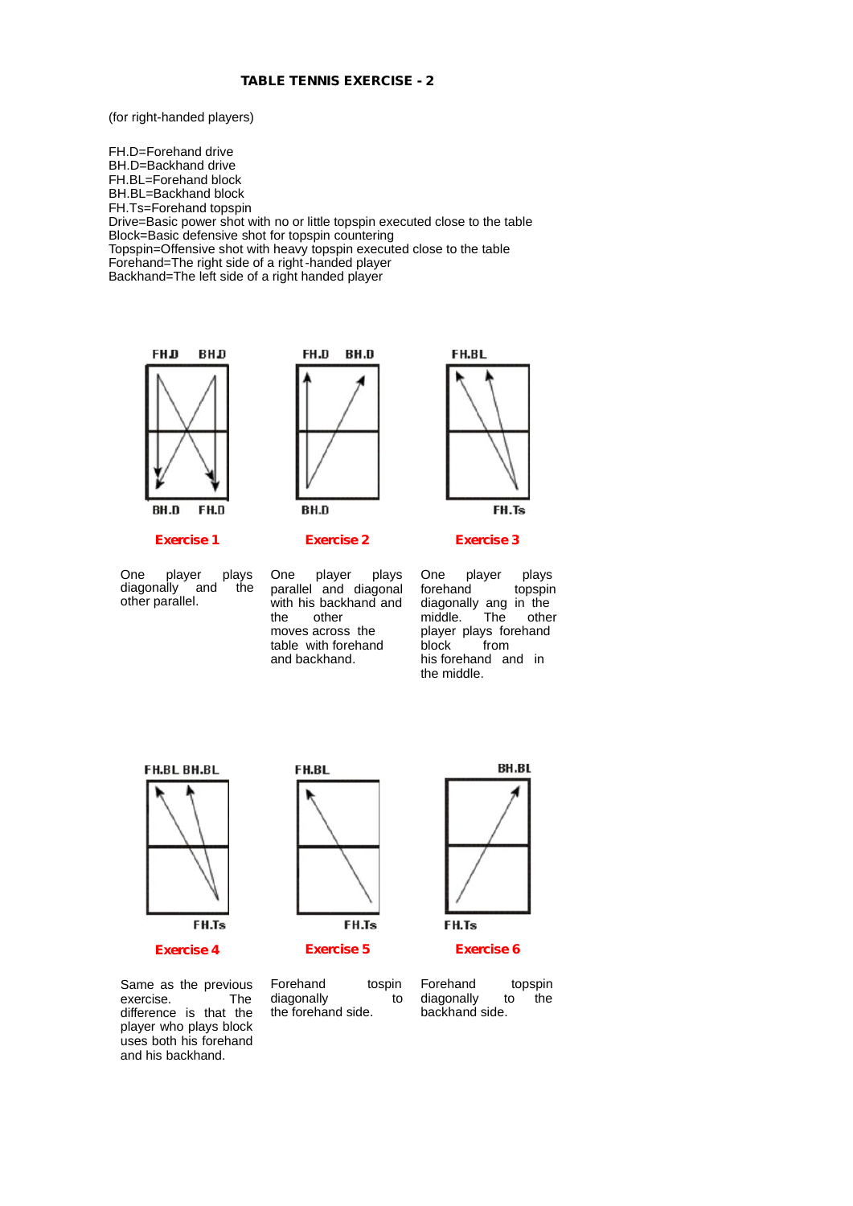## TABLE TENNIS EXERCISE - 2

(for right-handed players)

FH.D=Forehand drive
BH.D=Backhand drive
FH.BL=Forehand block
BH.BL=Backhand block
FH.Ts=Forehand topspin
Drive=Basic power shot with no or little topspin executed close to the table
Block=Basic defensive shot for topspin countering
Topspin=Offensive shot with heavy topspin executed close to the table
Forehand=The right side of a right-handed player
Backhand=The left side of a right handed player

FH.D BH.D
BH.D FH.D

**Exercise 1**

One player plays diagonally and the other parallel.

FH.D BH.D
BH.D

**Exercise 2**

One player plays parallel and diagonal with his backhand and the other moves across the table with forehand and backhand.

FH.BL
FH.Ts

**Exercise 3**

One player plays forehand topspin diagonally ang in the middle. The other player plays forehand block from his forehand and in the middle.

FH.BL BH.BL
FH.Ts

**Exercise 4**

Same as the previous exercise. The difference is that the player who plays block uses both his forehand and his backhand.

FH.BL
FH.Ts

**Exercise 5**

Forehand tospin diagonally to the forehand side.

BH.BL
FH.Ts

**Exercise 6**

Forehand topspin diagonally to the backhand side.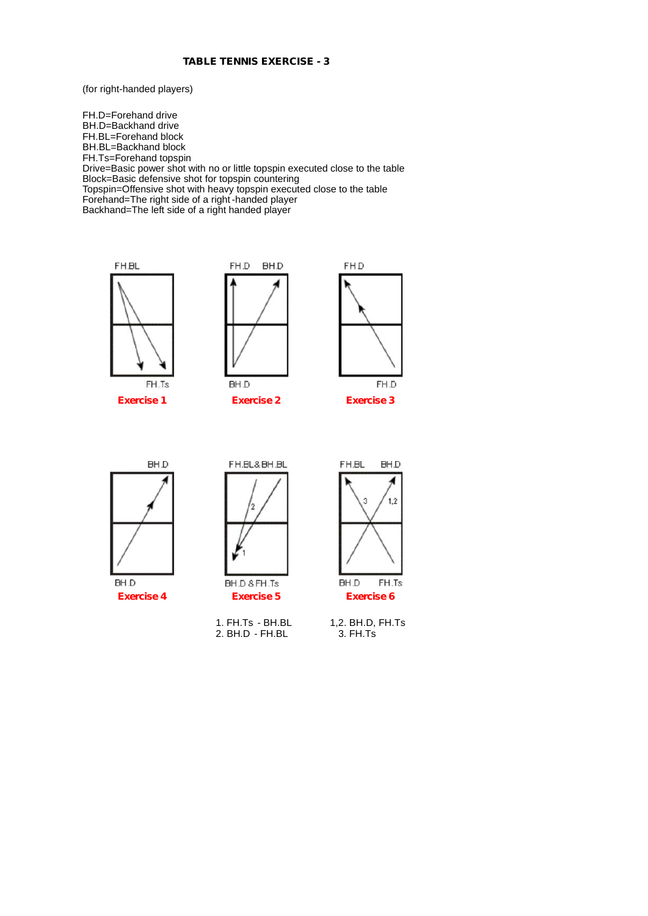# TABLE TENNIS EXERCISE - 3

(for right-handed players)

FH.D=Forehand drive
BH.D=Backhand drive
FH.BL=Forehand block
BH.BL=Backhand block
FH.Ts=Forehand topspin
Drive=Basic power shot with no or little topspin executed close to the table
Block=Basic defensive shot for topspin countering
Topspin=Offensive shot with heavy topspin executed close to the table
Forehand=The right side of a right-handed player
Backhand=The left side of a right handed player

FH.BL

FH.Ts

**Exercise 1**

FH.D BH.D

BH.D

**Exercise 2**

FH.D

FH.D

**Exercise 3**

BH.D

BH.D

**Exercise 4**

FH.BL& BH.BL

BH.D & FH.Ts

**Exercise 5**

1. FH.Ts - BH.BL
2. BH.D - FH.BL

FH.BL BH.D

BH.D FH.Ts

**Exercise 6**

1,2. BH.D, FH.Ts
3. FH.Ts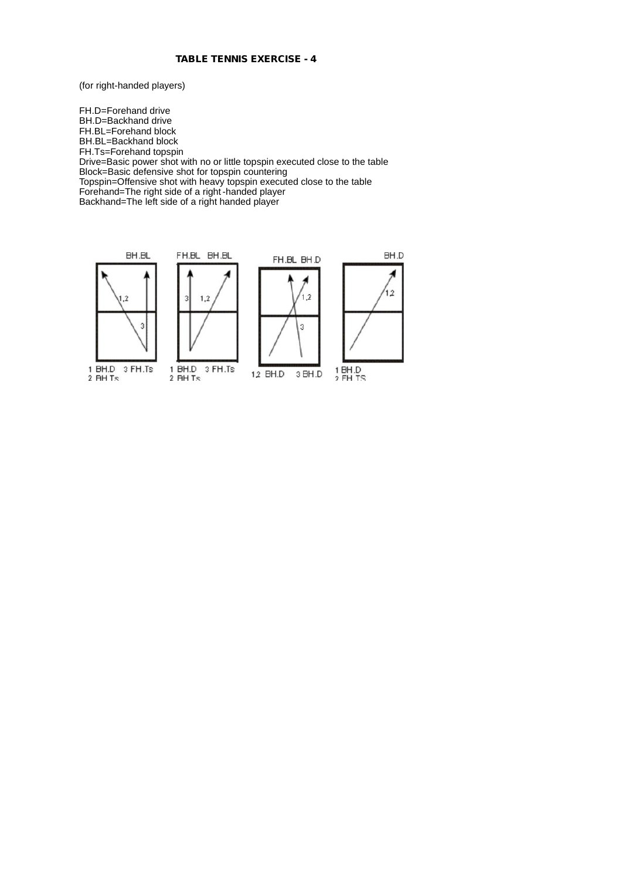**TABLE TENNIS EXERCISE - 4**

(for right-handed players)

FH.D=Forehand drive
BH.D=Backhand drive
FH.BL=Forehand block
BH.BL=Backhand block
FH.Ts=Forehand topspin
Drive=Basic power shot with no or little topspin executed close to the table
Block=Basic defensive shot for topspin countering
Topspin=Offensive shot with heavy topspin executed close to the table
Forehand=The right side of a right-handed player
Backhand=The left side of a right handed player

BH.BL
1,2
3
1 BH.D 3 FH.Ts
2 BH.Ts

FH.BL BH.BL
3 1,2
1 BH.D 3 FH.Ts
2 BH.Ts

FH.BL BH.D
1,2
3
1,2 BH.D 3 BH.D

BH.D
1,2
1 BH.D
2 FH.TS